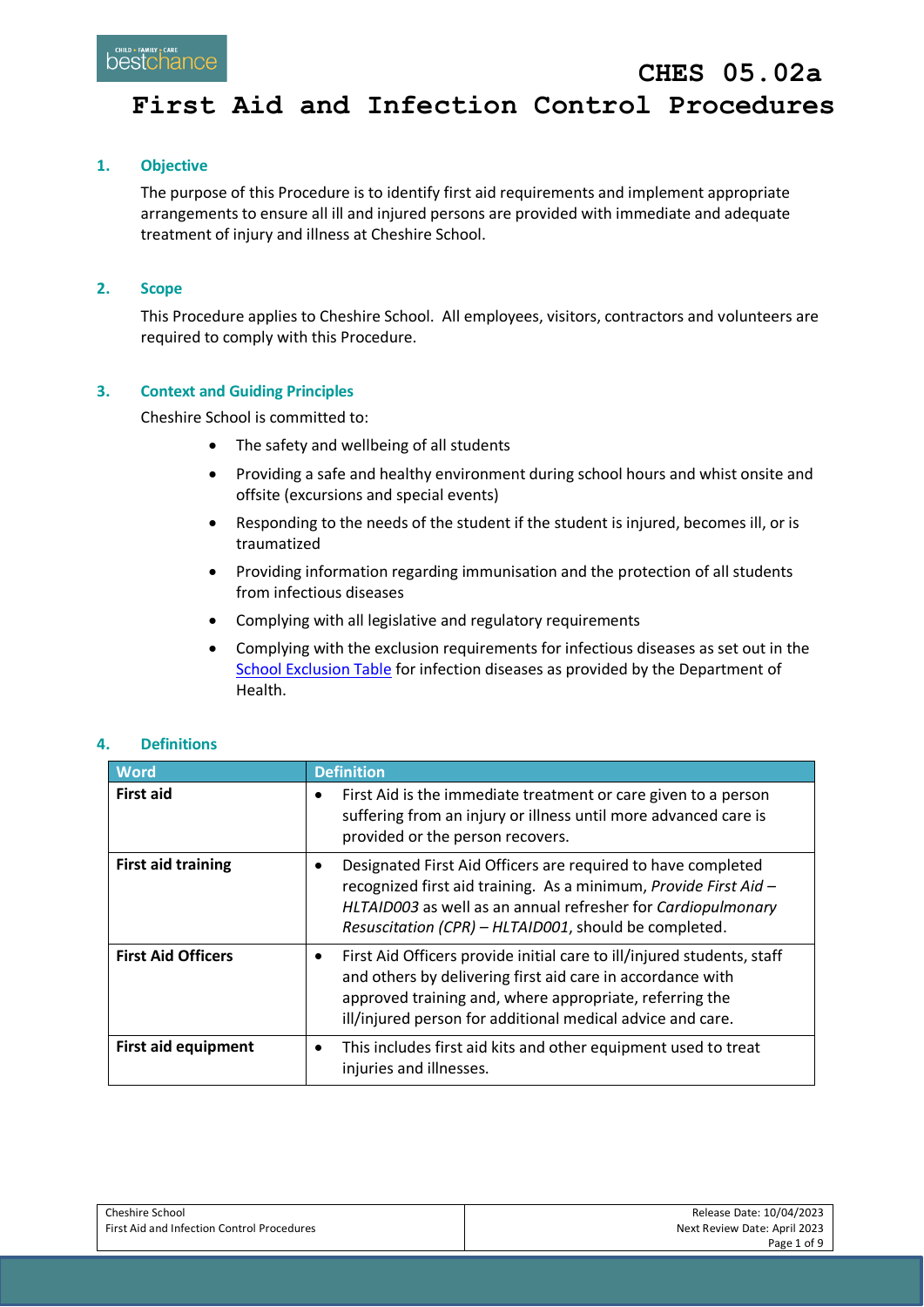# CHES 05.02a
# First Aid and Infection Control Procedures

## 1. Objective

The purpose of this Procedure is to identify first aid requirements and implement appropriate arrangements to ensure all ill and injured persons are provided with immediate and adequate treatment of injury and illness at Cheshire School.

## 2. Scope

This Procedure applies to Cheshire School. All employees, visitors, contractors and volunteers are required to comply with this Procedure.

## 3. Context and Guiding Principles

Cheshire School is committed to:

- The safety and wellbeing of all students
- Providing a safe and healthy environment during school hours and whist onsite and offsite (excursions and special events)
- Responding to the needs of the student if the student is injured, becomes ill, or is traumatized
- Providing information regarding immunisation and the protection of all students from infectious diseases
- Complying with all legislative and regulatory requirements
- Complying with the exclusion requirements for infectious diseases as set out in the School Exclusion Table for infection diseases as provided by the Department of Health.

## 4. Definitions

| Word | Definition |
|---|---|
| **First aid** | • First Aid is the immediate treatment or care given to a person suffering from an injury or illness until more advanced care is provided or the person recovers. |
| **First aid training** | • Designated First Aid Officers are required to have completed recognized first aid training. As a minimum, *Provide First Aid – HLTAID003* as well as an annual refresher for *Cardiopulmonary Resuscitation (CPR) – HLTAID001*, should be completed. |
| **First Aid Officers** | • First Aid Officers provide initial care to ill/injured students, staff and others by delivering first aid care in accordance with approved training and, where appropriate, referring the ill/injured person for additional medical advice and care. |
| **First aid equipment** | • This includes first aid kits and other equipment used to treat injuries and illnesses. |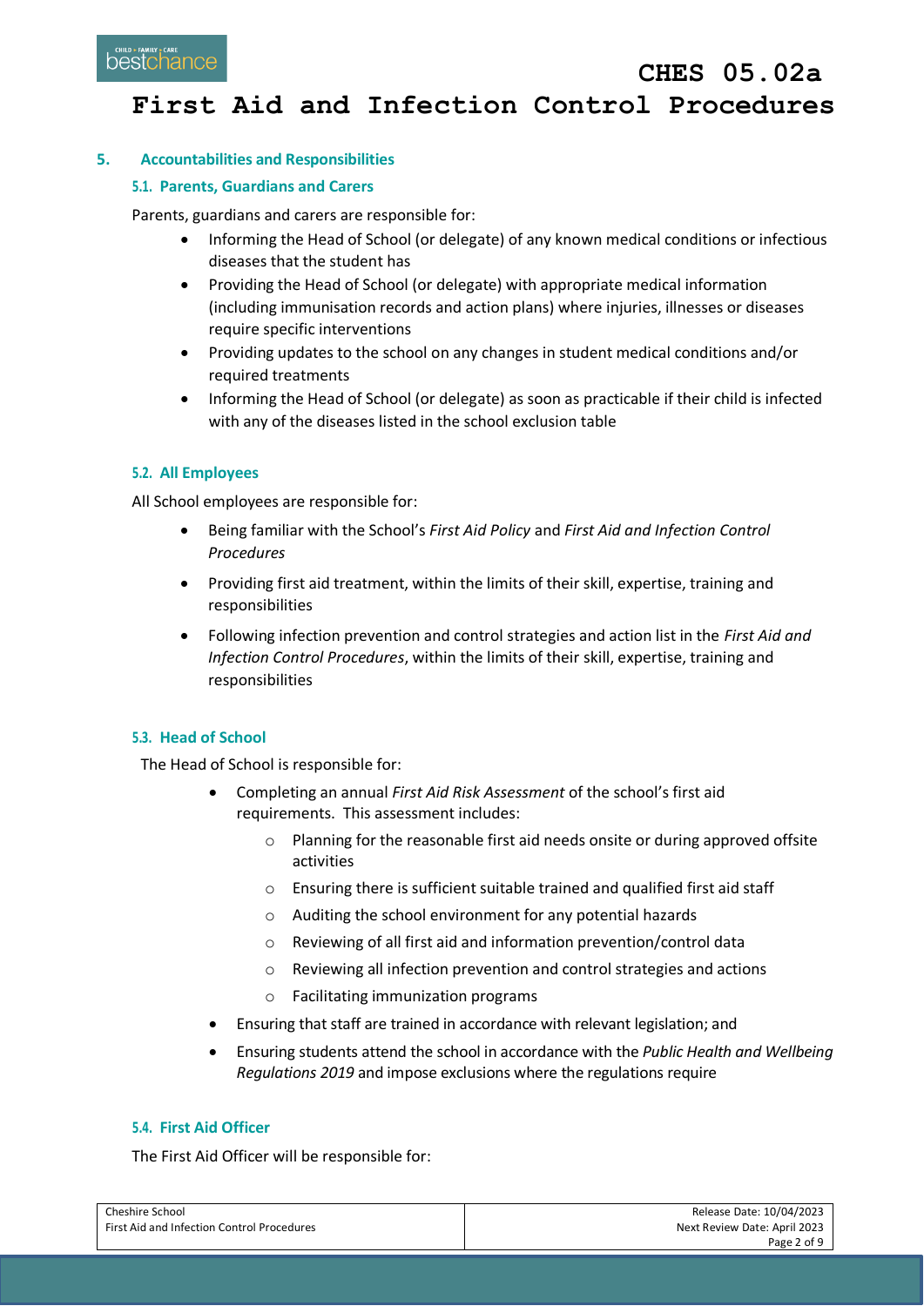## 5. Accountabilities and Responsibilities

### 5.1. Parents, Guardians and Carers

Parents, guardians and carers are responsible for:

- Informing the Head of School (or delegate) of any known medical conditions or infectious diseases that the student has
- Providing the Head of School (or delegate) with appropriate medical information (including immunisation records and action plans) where injuries, illnesses or diseases require specific interventions
- Providing updates to the school on any changes in student medical conditions and/or required treatments
- Informing the Head of School (or delegate) as soon as practicable if their child is infected with any of the diseases listed in the school exclusion table

### 5.2. All Employees

All School employees are responsible for:

- Being familiar with the School's *First Aid Policy* and *First Aid and Infection Control Procedures*
- Providing first aid treatment, within the limits of their skill, expertise, training and responsibilities
- Following infection prevention and control strategies and action list in the *First Aid and Infection Control Procedures*, within the limits of their skill, expertise, training and responsibilities

### 5.3. Head of School

The Head of School is responsible for:

- Completing an annual *First Aid Risk Assessment* of the school's first aid requirements. This assessment includes:
  - Planning for the reasonable first aid needs onsite or during approved offsite activities
  - Ensuring there is sufficient suitable trained and qualified first aid staff
  - Auditing the school environment for any potential hazards
  - Reviewing of all first aid and information prevention/control data
  - Reviewing all infection prevention and control strategies and actions
  - Facilitating immunization programs
- Ensuring that staff are trained in accordance with relevant legislation; and
- Ensuring students attend the school in accordance with the *Public Health and Wellbeing Regulations 2019* and impose exclusions where the regulations require

### 5.4. First Aid Officer

The First Aid Officer will be responsible for: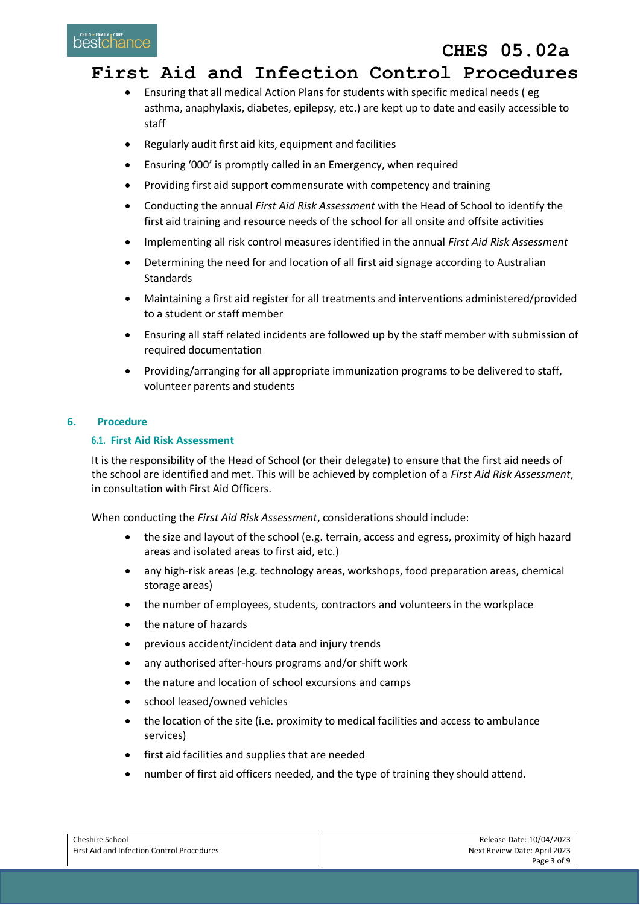- Ensuring that all medical Action Plans for students with specific medical needs ( eg asthma, anaphylaxis, diabetes, epilepsy, etc.) are kept up to date and easily accessible to staff
- Regularly audit first aid kits, equipment and facilities
- Ensuring '000' is promptly called in an Emergency, when required
- Providing first aid support commensurate with competency and training
- Conducting the annual *First Aid Risk Assessment* with the Head of School to identify the first aid training and resource needs of the school for all onsite and offsite activities
- Implementing all risk control measures identified in the annual *First Aid Risk Assessment*
- Determining the need for and location of all first aid signage according to Australian Standards
- Maintaining a first aid register for all treatments and interventions administered/provided to a student or staff member
- Ensuring all staff related incidents are followed up by the staff member with submission of required documentation
- Providing/arranging for all appropriate immunization programs to be delivered to staff, volunteer parents and students

## 6. Procedure

### 6.1. First Aid Risk Assessment

It is the responsibility of the Head of School (or their delegate) to ensure that the first aid needs of the school are identified and met. This will be achieved by completion of a *First Aid Risk Assessment*, in consultation with First Aid Officers.

When conducting the *First Aid Risk Assessment*, considerations should include:

- the size and layout of the school (e.g. terrain, access and egress, proximity of high hazard areas and isolated areas to first aid, etc.)
- any high-risk areas (e.g. technology areas, workshops, food preparation areas, chemical storage areas)
- the number of employees, students, contractors and volunteers in the workplace
- the nature of hazards
- previous accident/incident data and injury trends
- any authorised after-hours programs and/or shift work
- the nature and location of school excursions and camps
- school leased/owned vehicles
- the location of the site (i.e. proximity to medical facilities and access to ambulance services)
- first aid facilities and supplies that are needed
- number of first aid officers needed, and the type of training they should attend.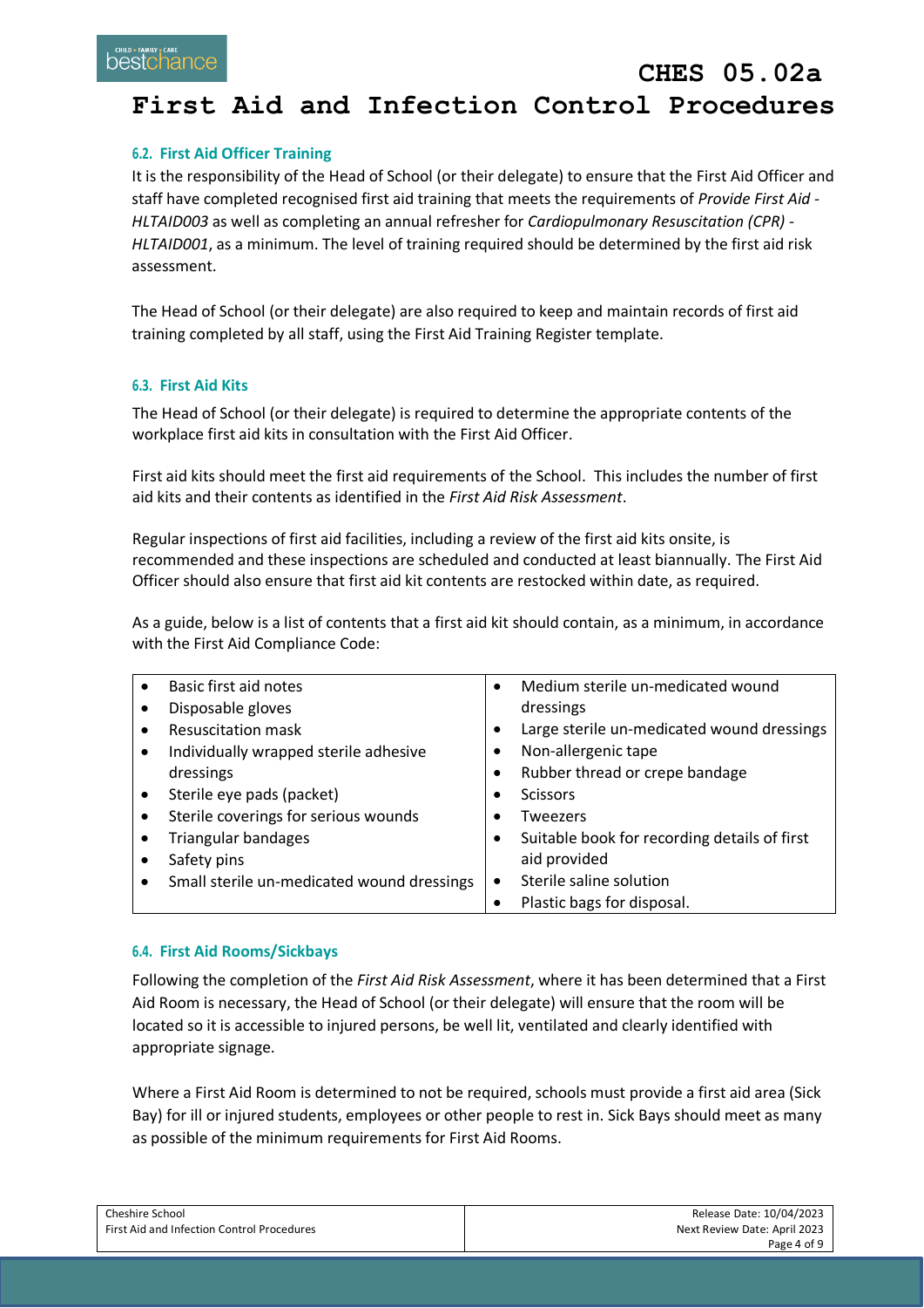### 6.2. First Aid Officer Training

It is the responsibility of the Head of School (or their delegate) to ensure that the First Aid Officer and staff have completed recognised first aid training that meets the requirements of *Provide First Aid - HLTAID003* as well as completing an annual refresher for *Cardiopulmonary Resuscitation (CPR) - HLTAID001*, as a minimum. The level of training required should be determined by the first aid risk assessment.

The Head of School (or their delegate) are also required to keep and maintain records of first aid training completed by all staff, using the First Aid Training Register template.

### 6.3. First Aid Kits

The Head of School (or their delegate) is required to determine the appropriate contents of the workplace first aid kits in consultation with the First Aid Officer.

First aid kits should meet the first aid requirements of the School. This includes the number of first aid kits and their contents as identified in the *First Aid Risk Assessment*.

Regular inspections of first aid facilities, including a review of the first aid kits onsite, is recommended and these inspections are scheduled and conducted at least biannually. The First Aid Officer should also ensure that first aid kit contents are restocked within date, as required.

As a guide, below is a list of contents that a first aid kit should contain, as a minimum, in accordance with the First Aid Compliance Code:

- Basic first aid notes
- Disposable gloves
- Resuscitation mask
- Individually wrapped sterile adhesive dressings
- Sterile eye pads (packet)
- Sterile coverings for serious wounds
- Triangular bandages
- Safety pins
- Small sterile un-medicated wound dressings
- Medium sterile un-medicated wound dressings
- Large sterile un-medicated wound dressings
- Non-allergenic tape
- Rubber thread or crepe bandage
- Scissors
- Tweezers
- Suitable book for recording details of first aid provided
- Sterile saline solution
- Plastic bags for disposal.

### 6.4. First Aid Rooms/Sickbays

Following the completion of the *First Aid Risk Assessment*, where it has been determined that a First Aid Room is necessary, the Head of School (or their delegate) will ensure that the room will be located so it is accessible to injured persons, be well lit, ventilated and clearly identified with appropriate signage.

Where a First Aid Room is determined to not be required, schools must provide a first aid area (Sick Bay) for ill or injured students, employees or other people to rest in. Sick Bays should meet as many as possible of the minimum requirements for First Aid Rooms.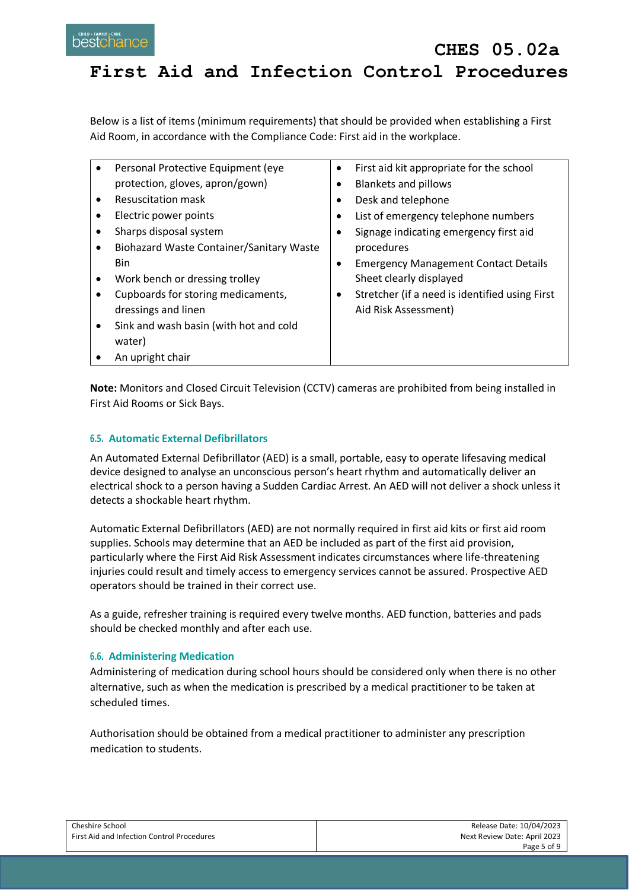Below is a list of items (minimum requirements) that should be provided when establishing a First Aid Room, in accordance with the Compliance Code: First aid in the workplace.

| | |
|---|---|
| • Personal Protective Equipment (eye protection, gloves, apron/gown)<br>• Resuscitation mask<br>• Electric power points<br>• Sharps disposal system<br>• Biohazard Waste Container/Sanitary Waste Bin<br>• Work bench or dressing trolley<br>• Cupboards for storing medicaments, dressings and linen<br>• Sink and wash basin (with hot and cold water)<br>• An upright chair | • First aid kit appropriate for the school<br>• Blankets and pillows<br>• Desk and telephone<br>• List of emergency telephone numbers<br>• Signage indicating emergency first aid procedures<br>• Emergency Management Contact Details Sheet clearly displayed<br>• Stretcher (if a need is identified using First Aid Risk Assessment) |

**Note:** Monitors and Closed Circuit Television (CCTV) cameras are prohibited from being installed in First Aid Rooms or Sick Bays.

### 6.5. Automatic External Defibrillators

An Automated External Defibrillator (AED) is a small, portable, easy to operate lifesaving medical device designed to analyse an unconscious person's heart rhythm and automatically deliver an electrical shock to a person having a Sudden Cardiac Arrest. An AED will not deliver a shock unless it detects a shockable heart rhythm.

Automatic External Defibrillators (AED) are not normally required in first aid kits or first aid room supplies. Schools may determine that an AED be included as part of the first aid provision, particularly where the First Aid Risk Assessment indicates circumstances where life-threatening injuries could result and timely access to emergency services cannot be assured. Prospective AED operators should be trained in their correct use.

As a guide, refresher training is required every twelve months. AED function, batteries and pads should be checked monthly and after each use.

### 6.6. Administering Medication

Administering of medication during school hours should be considered only when there is no other alternative, such as when the medication is prescribed by a medical practitioner to be taken at scheduled times.

Authorisation should be obtained from a medical practitioner to administer any prescription medication to students.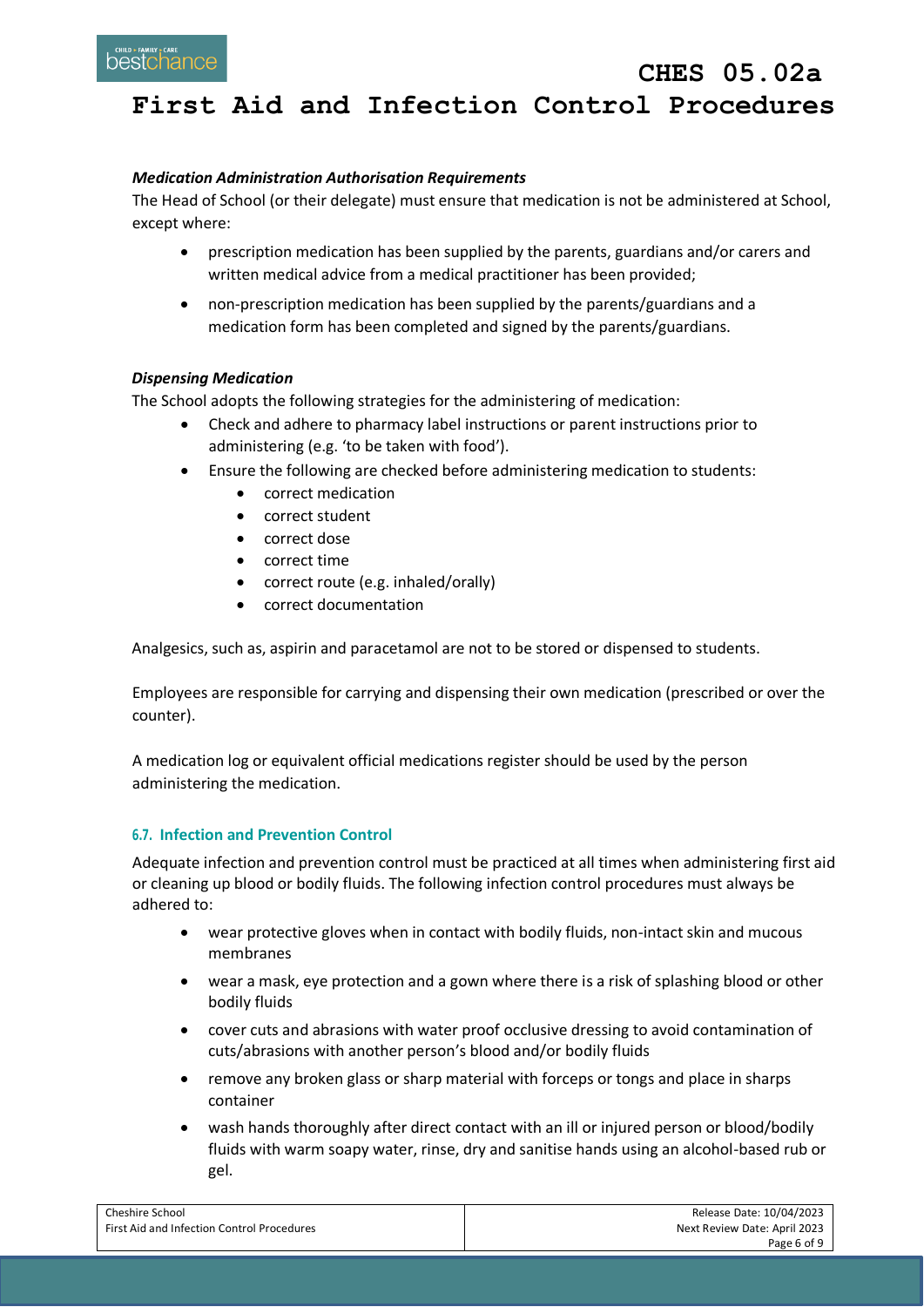***Medication Administration Authorisation Requirements***

The Head of School (or their delegate) must ensure that medication is not be administered at School, except where:

- prescription medication has been supplied by the parents, guardians and/or carers and written medical advice from a medical practitioner has been provided;
- non-prescription medication has been supplied by the parents/guardians and a medication form has been completed and signed by the parents/guardians.

***Dispensing Medication***

The School adopts the following strategies for the administering of medication:

- Check and adhere to pharmacy label instructions or parent instructions prior to administering (e.g. 'to be taken with food').
- Ensure the following are checked before administering medication to students:
    - correct medication
    - correct student
    - correct dose
    - correct time
    - correct route (e.g. inhaled/orally)
    - correct documentation

Analgesics, such as, aspirin and paracetamol are not to be stored or dispensed to students.

Employees are responsible for carrying and dispensing their own medication (prescribed or over the counter).

A medication log or equivalent official medications register should be used by the person administering the medication.

#### 6.7. Infection and Prevention Control

Adequate infection and prevention control must be practiced at all times when administering first aid or cleaning up blood or bodily fluids. The following infection control procedures must always be adhered to:

- wear protective gloves when in contact with bodily fluids, non-intact skin and mucous membranes
- wear a mask, eye protection and a gown where there is a risk of splashing blood or other bodily fluids
- cover cuts and abrasions with water proof occlusive dressing to avoid contamination of cuts/abrasions with another person's blood and/or bodily fluids
- remove any broken glass or sharp material with forceps or tongs and place in sharps container
- wash hands thoroughly after direct contact with an ill or injured person or blood/bodily fluids with warm soapy water, rinse, dry and sanitise hands using an alcohol-based rub or gel.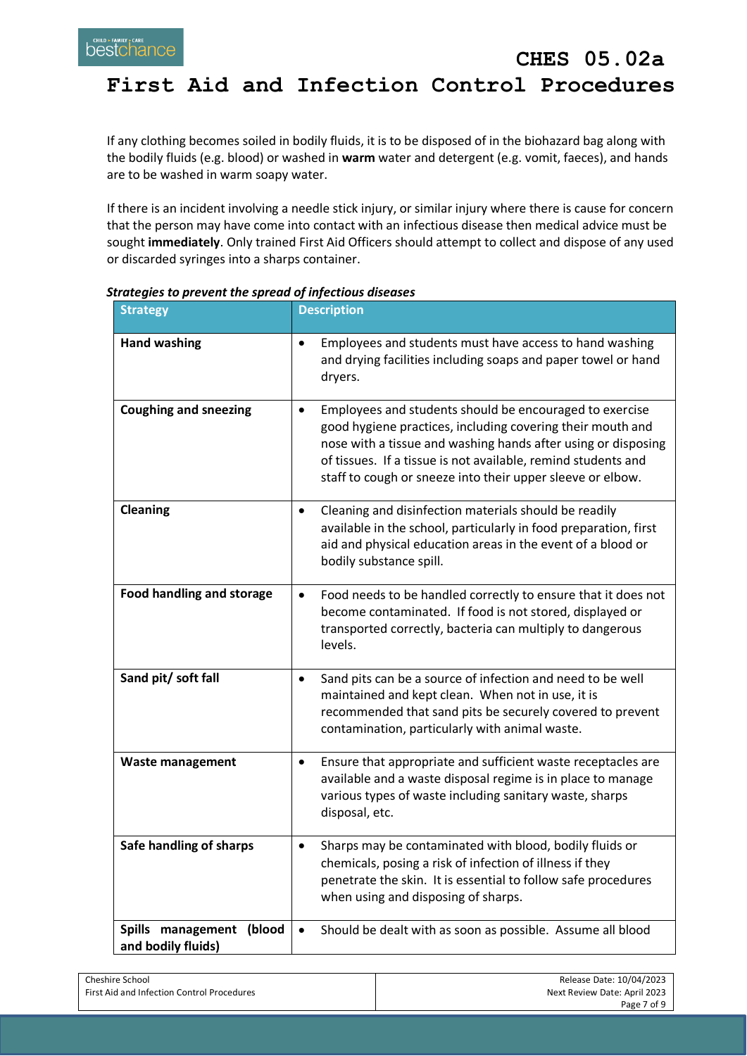If any clothing becomes soiled in bodily fluids, it is to be disposed of in the biohazard bag along with the bodily fluids (e.g. blood) or washed in **warm** water and detergent (e.g. vomit, faeces), and hands are to be washed in warm soapy water.

If there is an incident involving a needle stick injury, or similar injury where there is cause for concern that the person may have come into contact with an infectious disease then medical advice must be sought **immediately**. Only trained First Aid Officers should attempt to collect and dispose of any used or discarded syringes into a sharps container.

***Strategies to prevent the spread of infectious diseases***

| Strategy | Description |
|---|---|
| **Hand washing** | • Employees and students must have access to hand washing and drying facilities including soaps and paper towel or hand dryers. |
| **Coughing and sneezing** | • Employees and students should be encouraged to exercise good hygiene practices, including covering their mouth and nose with a tissue and washing hands after using or disposing of tissues. If a tissue is not available, remind students and staff to cough or sneeze into their upper sleeve or elbow. |
| **Cleaning** | • Cleaning and disinfection materials should be readily available in the school, particularly in food preparation, first aid and physical education areas in the event of a blood or bodily substance spill. |
| **Food handling and storage** | • Food needs to be handled correctly to ensure that it does not become contaminated. If food is not stored, displayed or transported correctly, bacteria can multiply to dangerous levels. |
| **Sand pit/ soft fall** | • Sand pits can be a source of infection and need to be well maintained and kept clean. When not in use, it is recommended that sand pits be securely covered to prevent contamination, particularly with animal waste. |
| **Waste management** | • Ensure that appropriate and sufficient waste receptacles are available and a waste disposal regime is in place to manage various types of waste including sanitary waste, sharps disposal, etc. |
| **Safe handling of sharps** | • Sharps may be contaminated with blood, bodily fluids or chemicals, posing a risk of infection of illness if they penetrate the skin. It is essential to follow safe procedures when using and disposing of sharps. |
| **Spills management (blood and bodily fluids)** | • Should be dealt with as soon as possible. Assume all blood |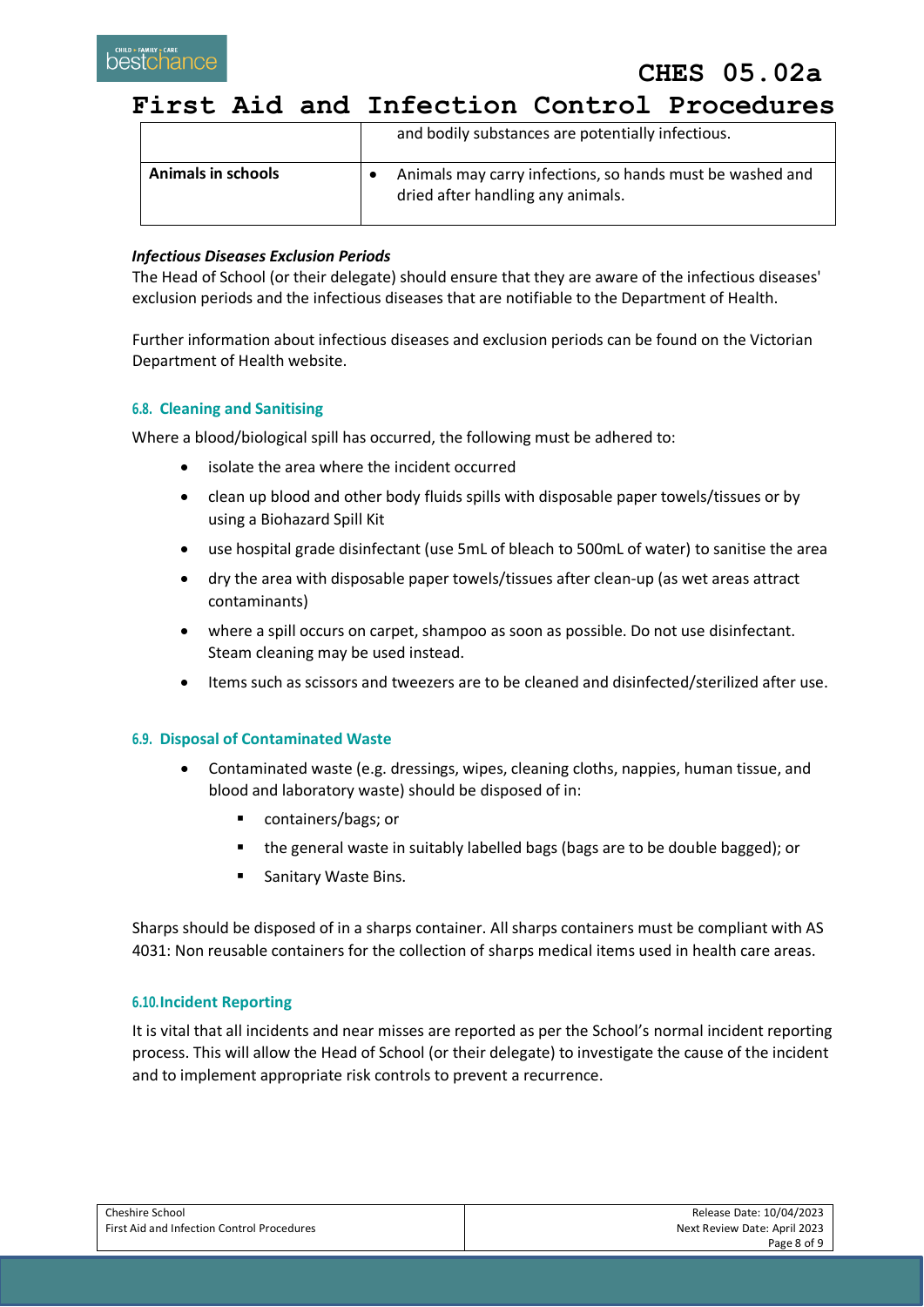|  |  |
|---|---|
|  | and bodily substances are potentially infectious. |
| **Animals in schools** | • Animals may carry infections, so hands must be washed and dried after handling any animals. |

***Infectious Diseases Exclusion Periods***

The Head of School (or their delegate) should ensure that they are aware of the infectious diseases' exclusion periods and the infectious diseases that are notifiable to the Department of Health.

Further information about infectious diseases and exclusion periods can be found on the Victorian Department of Health website.

### 6.8. Cleaning and Sanitising

Where a blood/biological spill has occurred, the following must be adhered to:

- isolate the area where the incident occurred
- clean up blood and other body fluids spills with disposable paper towels/tissues or by using a Biohazard Spill Kit
- use hospital grade disinfectant (use 5mL of bleach to 500mL of water) to sanitise the area
- dry the area with disposable paper towels/tissues after clean-up (as wet areas attract contaminants)
- where a spill occurs on carpet, shampoo as soon as possible. Do not use disinfectant. Steam cleaning may be used instead.
- Items such as scissors and tweezers are to be cleaned and disinfected/sterilized after use.

### 6.9. Disposal of Contaminated Waste

- Contaminated waste (e.g. dressings, wipes, cleaning cloths, nappies, human tissue, and blood and laboratory waste) should be disposed of in:
  - containers/bags; or
  - the general waste in suitably labelled bags (bags are to be double bagged); or
  - Sanitary Waste Bins.

Sharps should be disposed of in a sharps container. All sharps containers must be compliant with AS 4031: Non reusable containers for the collection of sharps medical items used in health care areas.

### 6.10. Incident Reporting

It is vital that all incidents and near misses are reported as per the School's normal incident reporting process. This will allow the Head of School (or their delegate) to investigate the cause of the incident and to implement appropriate risk controls to prevent a recurrence.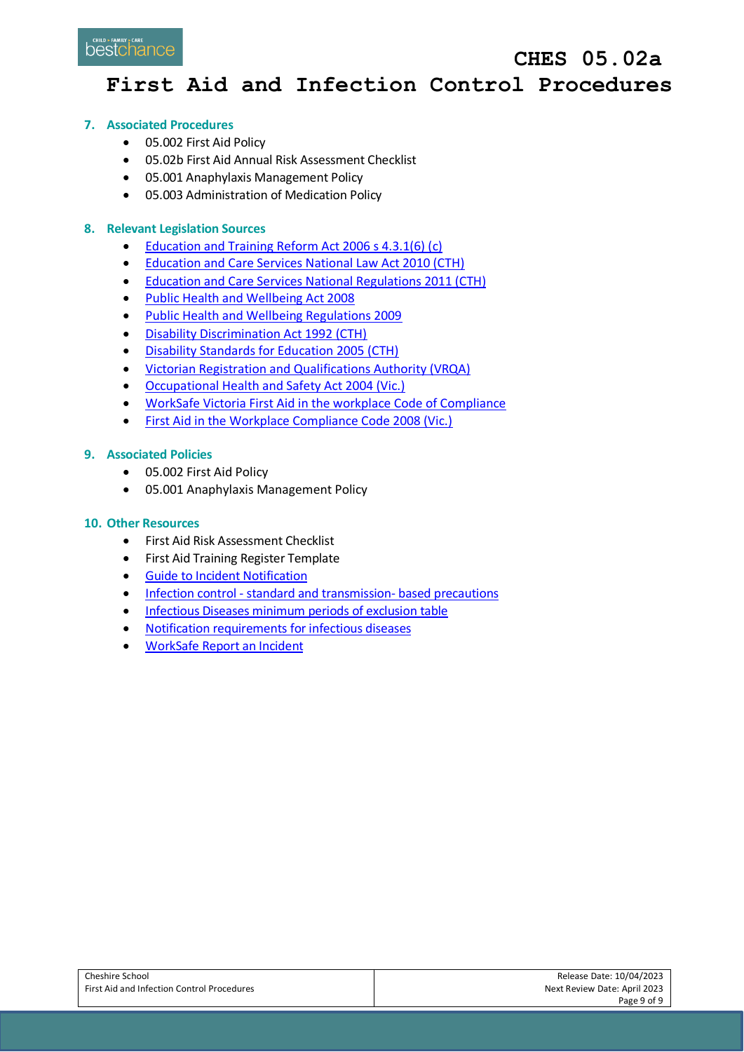## 7. Associated Procedures

- 05.002 First Aid Policy
- 05.02b First Aid Annual Risk Assessment Checklist
- 05.001 Anaphylaxis Management Policy
- 05.003 Administration of Medication Policy

## 8. Relevant Legislation Sources

- Education and Training Reform Act 2006 s 4.3.1(6) (c)
- Education and Care Services National Law Act 2010 (CTH)
- Education and Care Services National Regulations 2011 (CTH)
- Public Health and Wellbeing Act 2008
- Public Health and Wellbeing Regulations 2009
- Disability Discrimination Act 1992 (CTH)
- Disability Standards for Education 2005 (CTH)
- Victorian Registration and Qualifications Authority (VRQA)
- Occupational Health and Safety Act 2004 (Vic.)
- WorkSafe Victoria First Aid in the workplace Code of Compliance
- First Aid in the Workplace Compliance Code 2008 (Vic.)

## 9. Associated Policies

- 05.002 First Aid Policy
- 05.001 Anaphylaxis Management Policy

## 10. Other Resources

- First Aid Risk Assessment Checklist
- First Aid Training Register Template
- Guide to Incident Notification
- Infection control - standard and transmission- based precautions
- Infectious Diseases minimum periods of exclusion table
- Notification requirements for infectious diseases
- WorkSafe Report an Incident